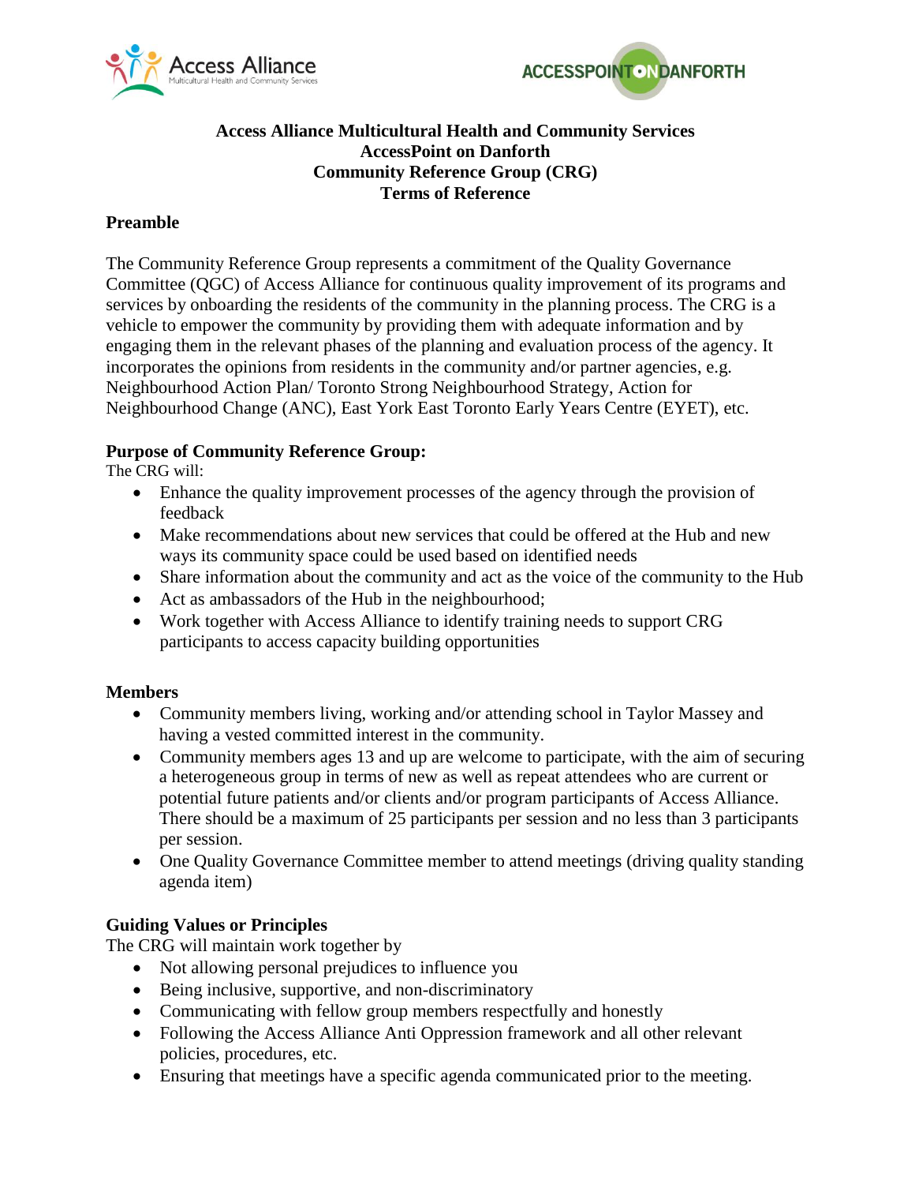# Access Alliance Multicultural Health and Community Services
# AccessPoint on Danforth
# Community Reference Group (CRG)
# Terms of Reference

## Preamble

The Community Reference Group represents a commitment of the Quality Governance Committee (QGC) of Access Alliance for continuous quality improvement of its programs and services by onboarding the residents of the community in the planning process. The CRG is a vehicle to empower the community by providing them with adequate information and by engaging them in the relevant phases of the planning and evaluation process of the agency. It incorporates the opinions from residents in the community and/or partner agencies, e.g. Neighbourhood Action Plan/ Toronto Strong Neighbourhood Strategy, Action for Neighbourhood Change (ANC), East York East Toronto Early Years Centre (EYET), etc.

## Purpose of Community Reference Group:

The CRG will:

- Enhance the quality improvement processes of the agency through the provision of feedback
- Make recommendations about new services that could be offered at the Hub and new ways its community space could be used based on identified needs
- Share information about the community and act as the voice of the community to the Hub
- Act as ambassadors of the Hub in the neighbourhood;
- Work together with Access Alliance to identify training needs to support CRG participants to access capacity building opportunities

## Members

- Community members living, working and/or attending school in Taylor Massey and having a vested committed interest in the community.
- Community members ages 13 and up are welcome to participate, with the aim of securing a heterogeneous group in terms of new as well as repeat attendees who are current or potential future patients and/or clients and/or program participants of Access Alliance. There should be a maximum of 25 participants per session and no less than 3 participants per session.
- One Quality Governance Committee member to attend meetings (driving quality standing agenda item)

## Guiding Values or Principles

The CRG will maintain work together by

- Not allowing personal prejudices to influence you
- Being inclusive, supportive, and non-discriminatory
- Communicating with fellow group members respectfully and honestly
- Following the Access Alliance Anti Oppression framework and all other relevant policies, procedures, etc.
- Ensuring that meetings have a specific agenda communicated prior to the meeting.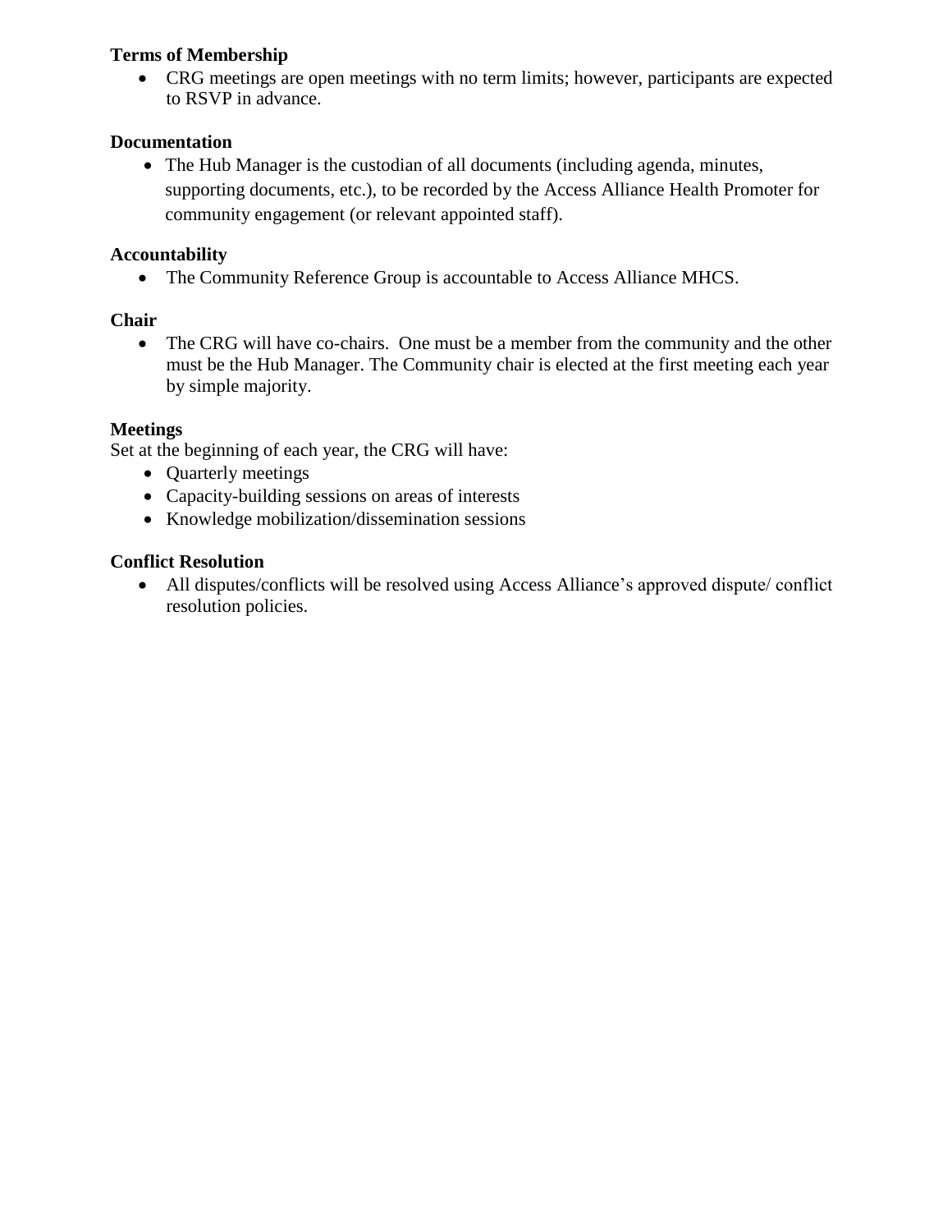**Terms of Membership**

- CRG meetings are open meetings with no term limits; however, participants are expected to RSVP in advance.

**Documentation**

- The Hub Manager is the custodian of all documents (including agenda, minutes, supporting documents, etc.), to be recorded by the Access Alliance Health Promoter for community engagement (or relevant appointed staff).

**Accountability**

- The Community Reference Group is accountable to Access Alliance MHCS.

**Chair**

- The CRG will have co-chairs. One must be a member from the community and the other must be the Hub Manager. The Community chair is elected at the first meeting each year by simple majority.

**Meetings**

Set at the beginning of each year, the CRG will have:

- Quarterly meetings
- Capacity-building sessions on areas of interests
- Knowledge mobilization/dissemination sessions

**Conflict Resolution**

- All disputes/conflicts will be resolved using Access Alliance's approved dispute/ conflict resolution policies.